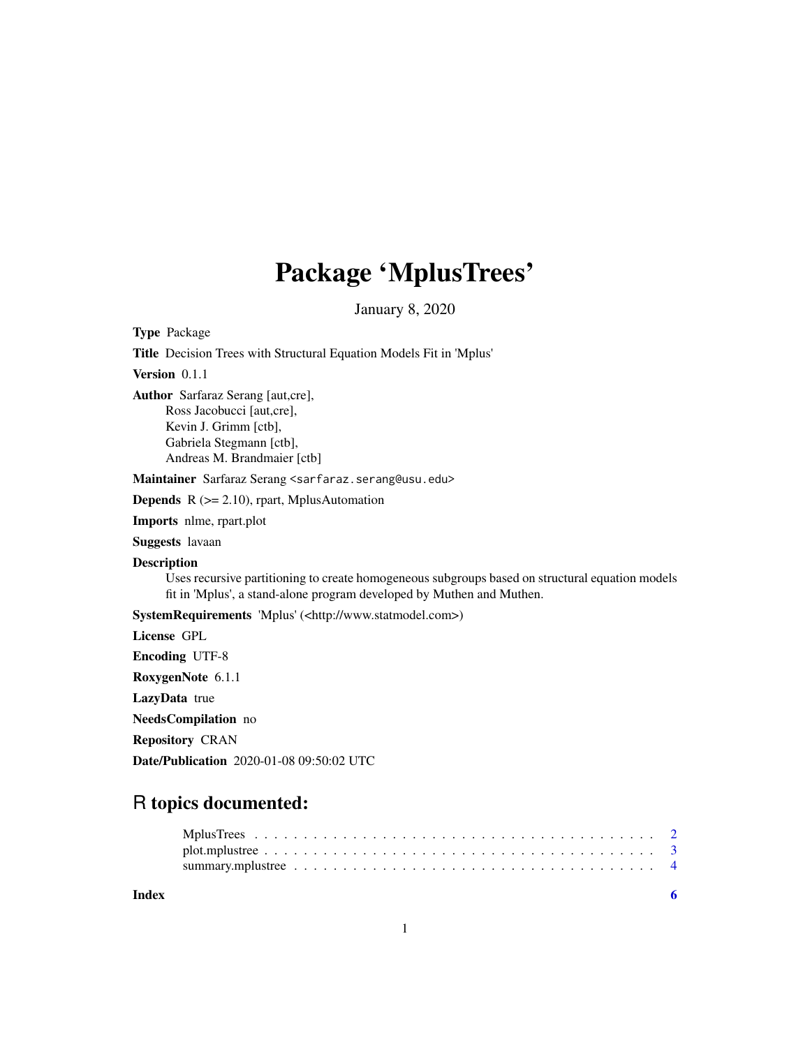# Package 'MplusTrees'

January 8, 2020

**Type** Package

**Title** Decision Trees with Structural Equation Models Fit in 'Mplus'

**Version** 0.1.1

**Author** Sarfaraz Serang [aut,cre],
Ross Jacobucci [aut,cre],
Kevin J. Grimm [ctb],
Gabriela Stegmann [ctb],
Andreas M. Brandmaier [ctb]

**Maintainer** Sarfaraz Serang <sarfaraz.serang@usu.edu>

**Depends** R (>= 2.10), rpart, MplusAutomation

**Imports** nlme, rpart.plot

**Suggests** lavaan

**Description**
Uses recursive partitioning to create homogeneous subgroups based on structural equation models fit in 'Mplus', a stand-alone program developed by Muthen and Muthen.

**SystemRequirements** 'Mplus' (<http://www.statmodel.com>)

**License** GPL

**Encoding** UTF-8

**RoxygenNote** 6.1.1

**LazyData** true

**NeedsCompilation** no

**Repository** CRAN

**Date/Publication** 2020-01-08 09:50:02 UTC

## R topics documented:

- MplusTrees . . . . . . . . . . . . . . . . . . . . . . . . . . . . . . . . . . . . . . . . 2
- plot.mplustree . . . . . . . . . . . . . . . . . . . . . . . . . . . . . . . . . . . . . . 3
- summary.mplustree . . . . . . . . . . . . . . . . . . . . . . . . . . . . . . . . . . . 4

**Index** 6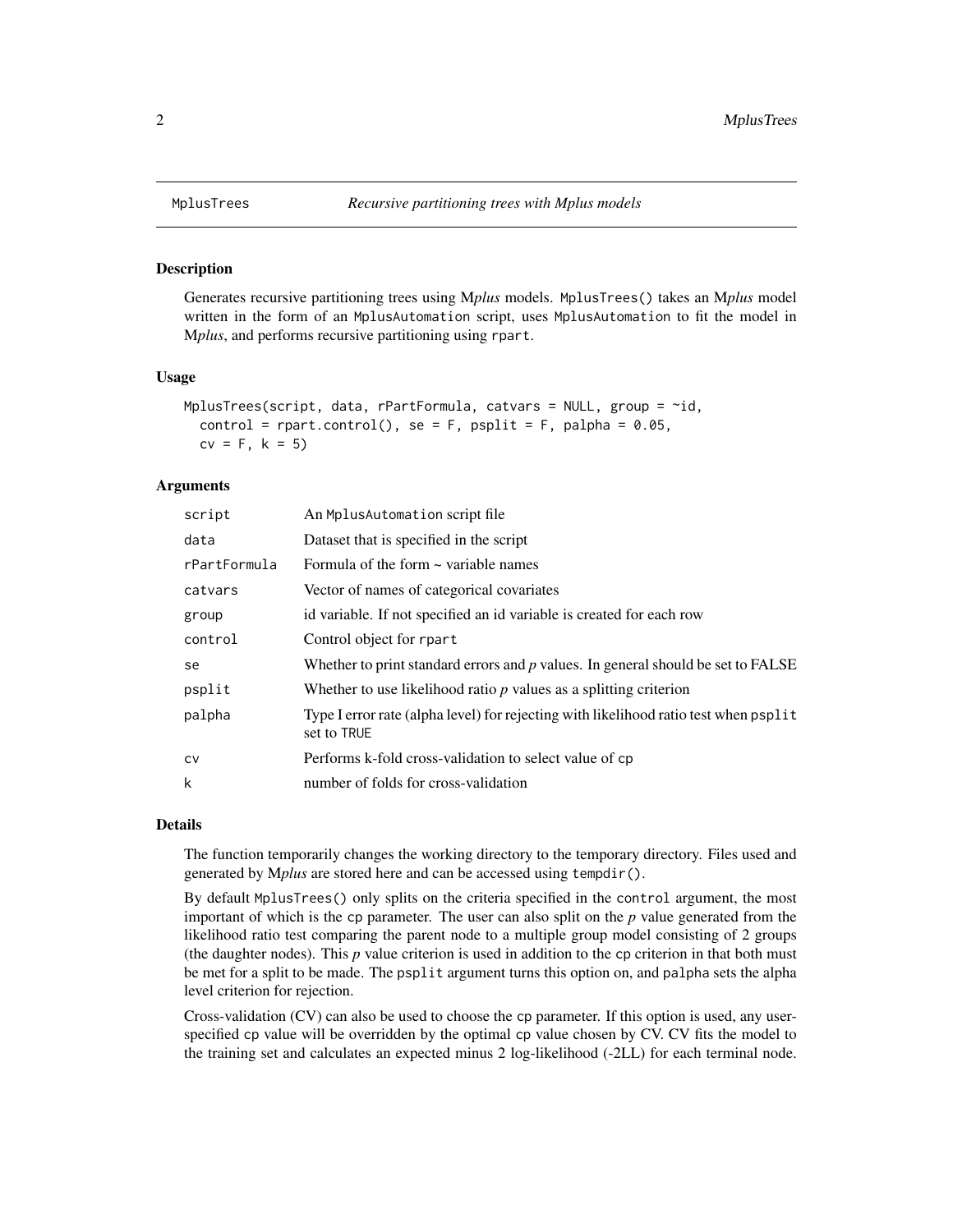# MplusTrees *Recursive partitioning trees with Mplus models*

## Description

Generates recursive partitioning trees using M*plus* models. MplusTrees() takes an M*plus* model written in the form of an MplusAutomation script, uses MplusAutomation to fit the model in M*plus*, and performs recursive partitioning using rpart.

## Usage

```
MplusTrees(script, data, rPartFormula, catvars = NULL, group = ~id,
  control = rpart.control(), se = F, psplit = F, palpha = 0.05,
  cv = F, k = 5)
```

## Arguments

| | |
|---|---|
| script | An MplusAutomation script file |
| data | Dataset that is specified in the script |
| rPartFormula | Formula of the form ~ variable names |
| catvars | Vector of names of categorical covariates |
| group | id variable. If not specified an id variable is created for each row |
| control | Control object for rpart |
| se | Whether to print standard errors and *p* values. In general should be set to FALSE |
| psplit | Whether to use likelihood ratio *p* values as a splitting criterion |
| palpha | Type I error rate (alpha level) for rejecting with likelihood ratio test when psplit set to TRUE |
| cv | Performs k-fold cross-validation to select value of cp |
| k | number of folds for cross-validation |

## Details

The function temporarily changes the working directory to the temporary directory. Files used and generated by M*plus* are stored here and can be accessed using tempdir().

By default MplusTrees() only splits on the criteria specified in the control argument, the most important of which is the cp parameter. The user can also split on the *p* value generated from the likelihood ratio test comparing the parent node to a multiple group model consisting of 2 groups (the daughter nodes). This *p* value criterion is used in addition to the cp criterion in that both must be met for a split to be made. The psplit argument turns this option on, and palpha sets the alpha level criterion for rejection.

Cross-validation (CV) can also be used to choose the cp parameter. If this option is used, any user-specified cp value will be overridden by the optimal cp value chosen by CV. CV fits the model to the training set and calculates an expected minus 2 log-likelihood (-2LL) for each terminal node.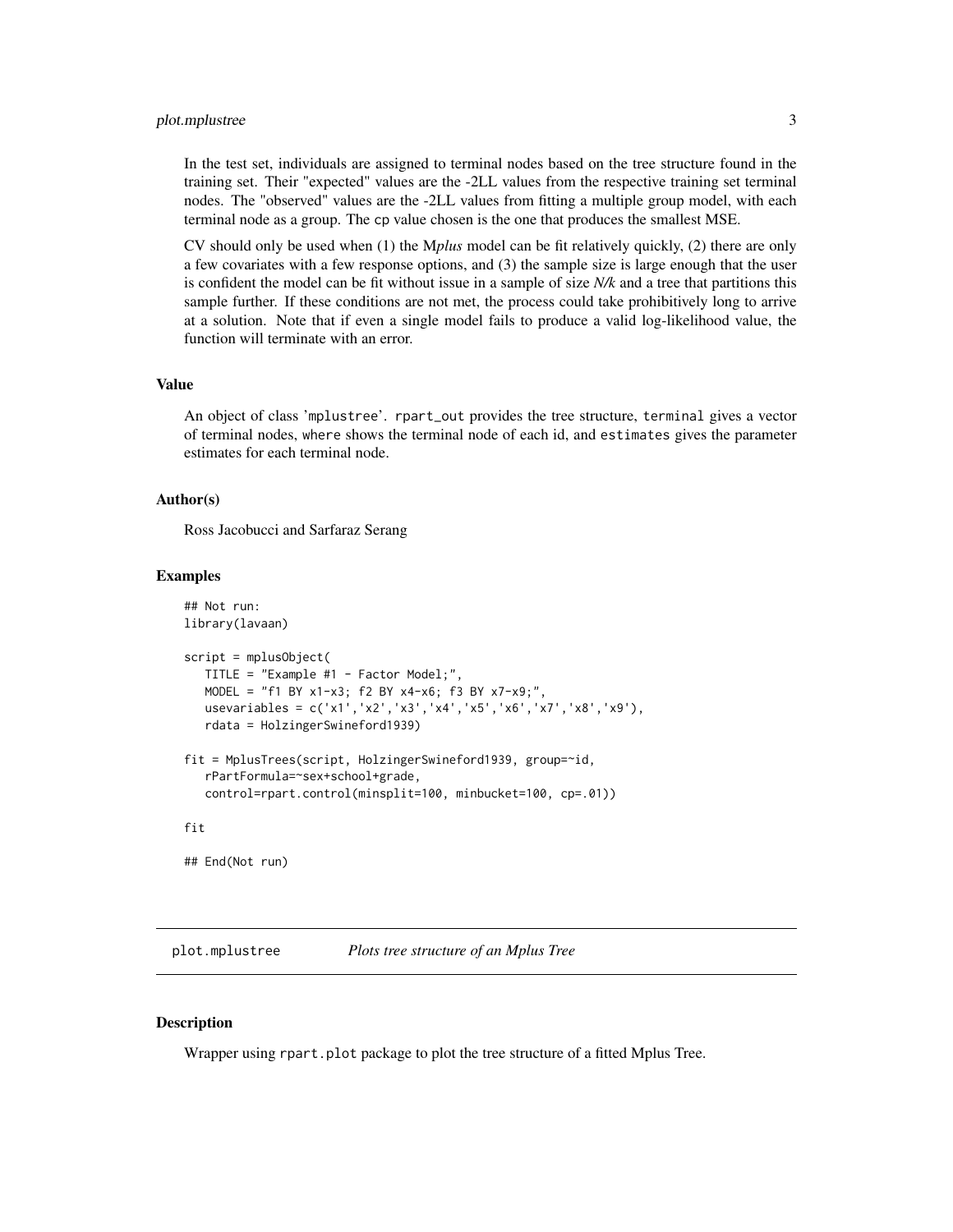In the test set, individuals are assigned to terminal nodes based on the tree structure found in the training set. Their "expected" values are the -2LL values from the respective training set terminal nodes. The "observed" values are the -2LL values from fitting a multiple group model, with each terminal node as a group. The cp value chosen is the one that produces the smallest MSE.

CV should only be used when (1) the M*plus* model can be fit relatively quickly, (2) there are only a few covariates with a few response options, and (3) the sample size is large enough that the user is confident the model can be fit without issue in a sample of size *N/k* and a tree that partitions this sample further. If these conditions are not met, the process could take prohibitively long to arrive at a solution. Note that if even a single model fails to produce a valid log-likelihood value, the function will terminate with an error.

### Value

An object of class 'mplustree'. `rpart_out` provides the tree structure, `terminal` gives a vector of terminal nodes, `where` shows the terminal node of each id, and `estimates` gives the parameter estimates for each terminal node.

### Author(s)

Ross Jacobucci and Sarfaraz Serang

### Examples

```
## Not run:
library(lavaan)

script = mplusObject(
   TITLE = "Example #1 - Factor Model;",
   MODEL = "f1 BY x1-x3; f2 BY x4-x6; f3 BY x7-x9;",
   usevariables = c('x1','x2','x3','x4','x5','x6','x7','x8','x9'),
   rdata = HolzingerSwineford1939)

fit = MplusTrees(script, HolzingerSwineford1939, group=~id,
   rPartFormula=~sex+school+grade,
   control=rpart.control(minsplit=100, minbucket=100, cp=.01))

fit

## End(Not run)
```

## plot.mplustree *Plots tree structure of an Mplus Tree*

### Description

Wrapper using `rpart.plot` package to plot the tree structure of a fitted Mplus Tree.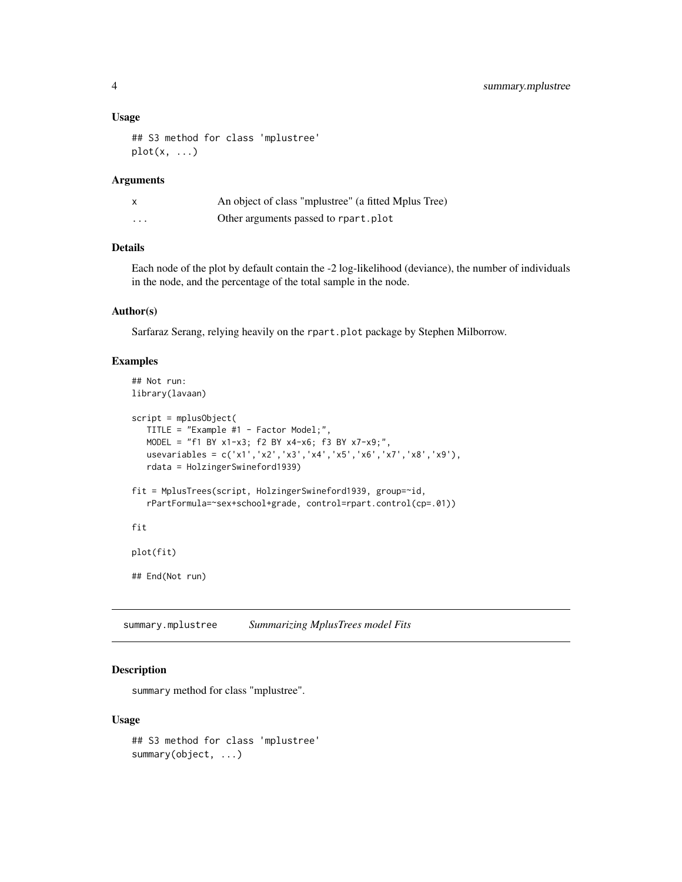### Usage

```
## S3 method for class 'mplustree'
plot(x, ...)
```

### Arguments

| | |
|---|---|
| x | An object of class "mplustree" (a fitted Mplus Tree) |
| ... | Other arguments passed to rpart.plot |

### Details

Each node of the plot by default contain the -2 log-likelihood (deviance), the number of individuals in the node, and the percentage of the total sample in the node.

### Author(s)

Sarfaraz Serang, relying heavily on the rpart.plot package by Stephen Milborrow.

### Examples

```
## Not run:
library(lavaan)

script = mplusObject(
   TITLE = "Example #1 - Factor Model;",
   MODEL = "f1 BY x1-x3; f2 BY x4-x6; f3 BY x7-x9;",
   usevariables = c('x1','x2','x3','x4','x5','x6','x7','x8','x9'),
   rdata = HolzingerSwineford1939)

fit = MplusTrees(script, HolzingerSwineford1939, group=~id,
   rPartFormula=~sex+school+grade, control=rpart.control(cp=.01))

fit

plot(fit)

## End(Not run)
```

## summary.mplustree *Summarizing MplusTrees model Fits*

### Description

summary method for class "mplustree".

### Usage

```
## S3 method for class 'mplustree'
summary(object, ...)
```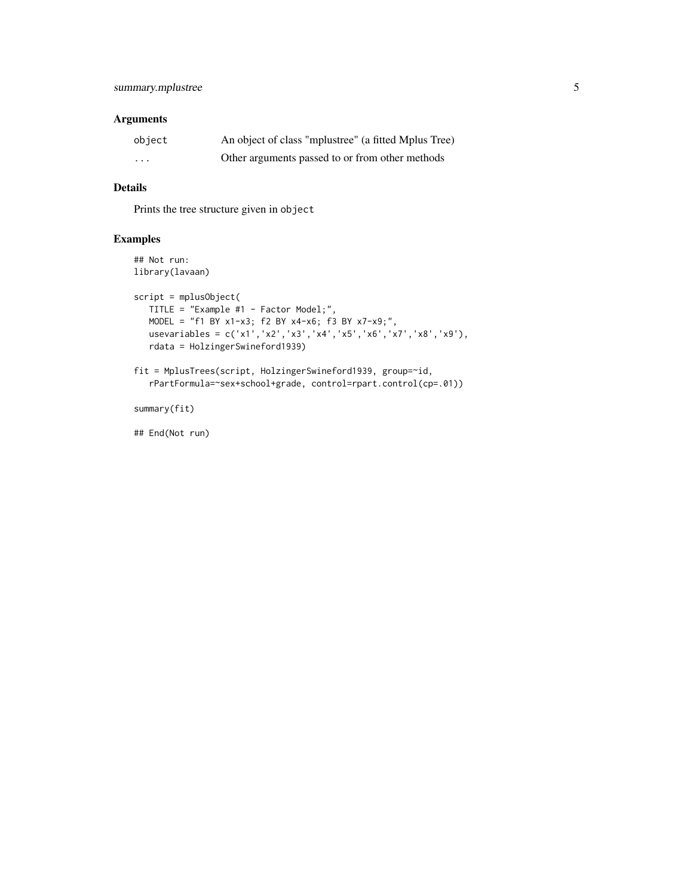## Arguments

| | |
|---|---|
| `object` | An object of class "mplustree" (a fitted Mplus Tree) |
| `...` | Other arguments passed to or from other methods |

## Details

Prints the tree structure given in `object`

## Examples

```
## Not run:
library(lavaan)

script = mplusObject(
   TITLE = "Example #1 - Factor Model;",
   MODEL = "f1 BY x1-x3; f2 BY x4-x6; f3 BY x7-x9;",
   usevariables = c('x1','x2','x3','x4','x5','x6','x7','x8','x9'),
   rdata = HolzingerSwineford1939)

fit = MplusTrees(script, HolzingerSwineford1939, group=~id,
   rPartFormula=~sex+school+grade, control=rpart.control(cp=.01))

summary(fit)

## End(Not run)
```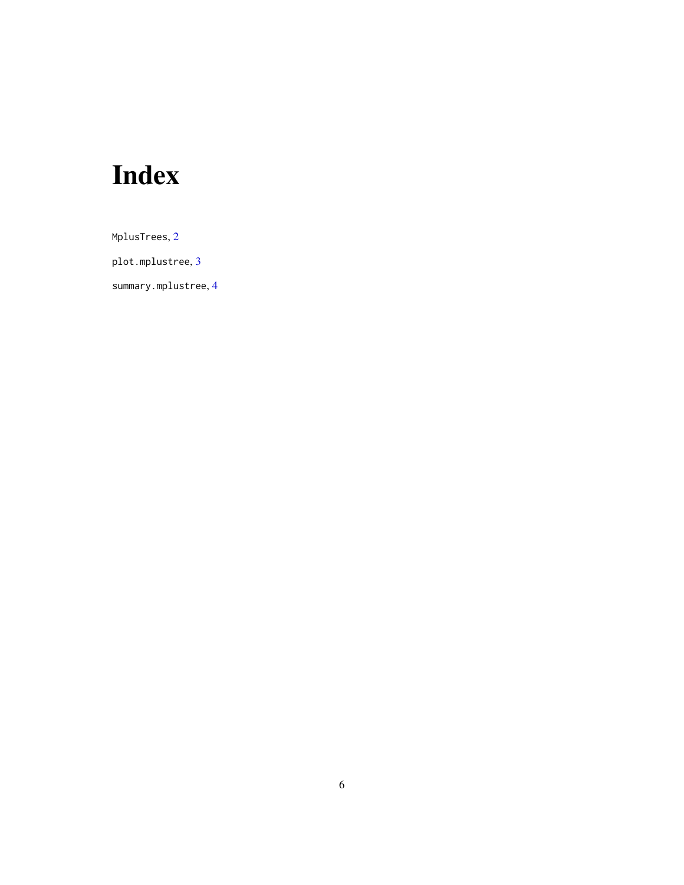# Index

MplusTrees, 2

plot.mplustree, 3

summary.mplustree, 4